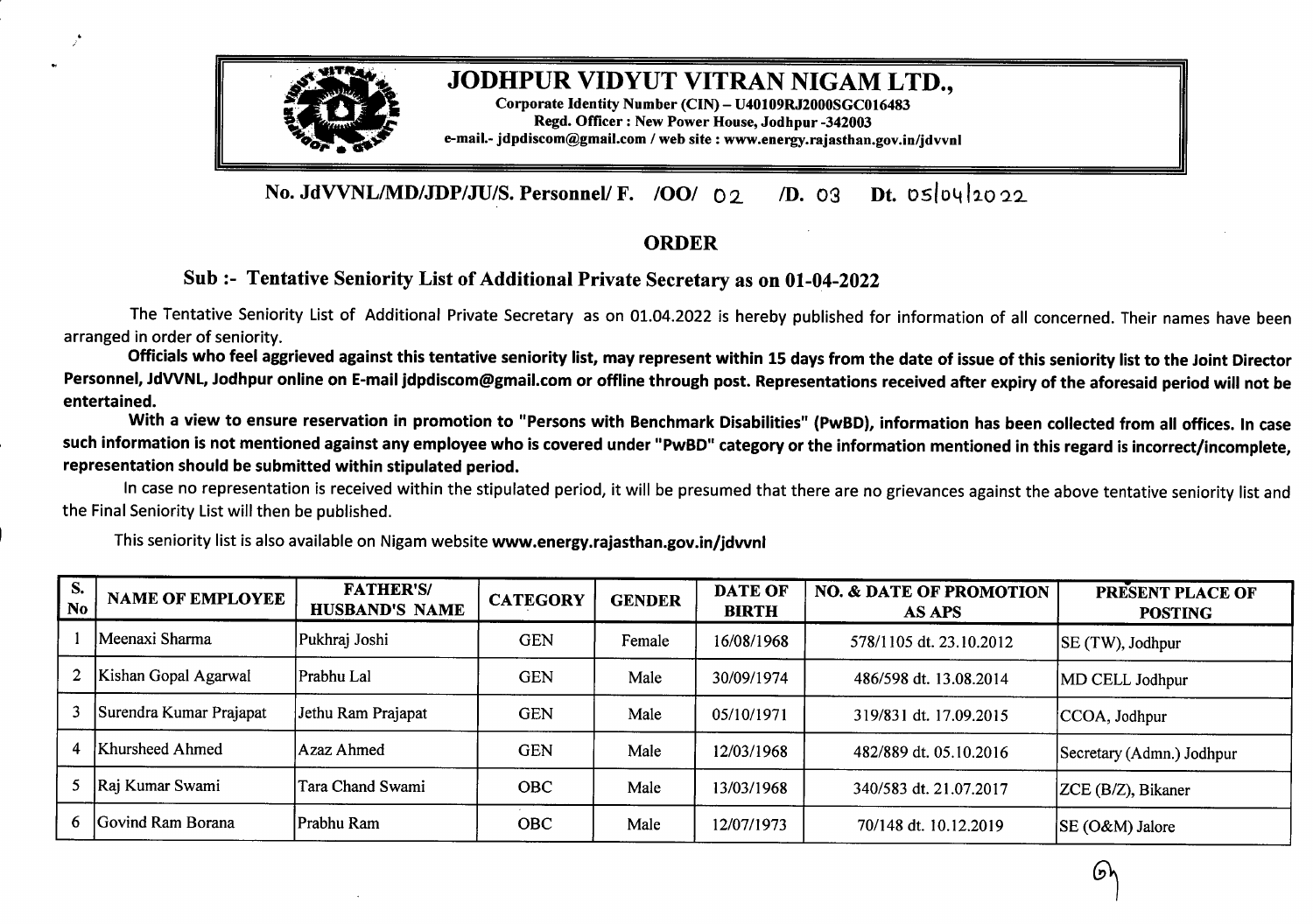# JODHPUR VIDYUT VITRAN NIGAM LTD.,

**Corporate Identity Number (CIN) – U40109RJ2000SGC016483**
**Regd. Officer : New Power House, Jodhpur -342003**
**e-mail.- jdpdiscom@gmail.com / web site : www.energy.rajasthan.gov.in/jdvvnl**

**No. JdVVNL/MD/JDP/JU/S. Personnel/ F. /OO/ 02 /D. 03 Dt. 05/04/2022**

## ORDER

### Sub :- Tentative Seniority List of Additional Private Secretary as on 01-04-2022

The Tentative Seniority List of Additional Private Secretary as on 01.04.2022 is hereby published for information of all concerned. Their names have been arranged in order of seniority.

**Officials who feel aggrieved against this tentative seniority list, may represent within 15 days from the date of issue of this seniority list to the Joint Director Personnel, JdVVNL, Jodhpur online on E-mail jdpdiscom@gmail.com or offline through post. Representations received after expiry of the aforesaid period will not be entertained.**

**With a view to ensure reservation in promotion to "Persons with Benchmark Disabilities" (PwBD), information has been collected from all offices. In case such information is not mentioned against any employee who is covered under "PwBD" category or the information mentioned in this regard is incorrect/incomplete, representation should be submitted within stipulated period.**

In case no representation is received within the stipulated period, it will be presumed that there are no grievances against the above tentative seniority list and the Final Seniority List will then be published.

This seniority list is also available on Nigam website **www.energy.rajasthan.gov.in/jdvvnl**

| S. No | NAME OF EMPLOYEE | FATHER'S/ HUSBAND'S NAME | CATEGORY | GENDER | DATE OF BIRTH | NO. & DATE OF PROMOTION AS APS | PRESENT PLACE OF POSTING |
|---|---|---|---|---|---|---|---|
| 1 | Meenaxi Sharma | Pukhraj Joshi | GEN | Female | 16/08/1968 | 578/1105 dt. 23.10.2012 | SE (TW), Jodhpur |
| 2 | Kishan Gopal Agarwal | Prabhu Lal | GEN | Male | 30/09/1974 | 486/598 dt. 13.08.2014 | MD CELL Jodhpur |
| 3 | Surendra Kumar Prajapat | Jethu Ram Prajapat | GEN | Male | 05/10/1971 | 319/831 dt. 17.09.2015 | CCOA, Jodhpur |
| 4 | Khursheed Ahmed | Azaz Ahmed | GEN | Male | 12/03/1968 | 482/889 dt. 05.10.2016 | Secretary (Admn.) Jodhpur |
| 5 | Raj Kumar Swami | Tara Chand Swami | OBC | Male | 13/03/1968 | 340/583 dt. 21.07.2017 | ZCE (B/Z), Bikaner |
| 6 | Govind Ram Borana | Prabhu Ram | OBC | Male | 12/07/1973 | 70/148 dt. 10.12.2019 | SE (O&M) Jalore |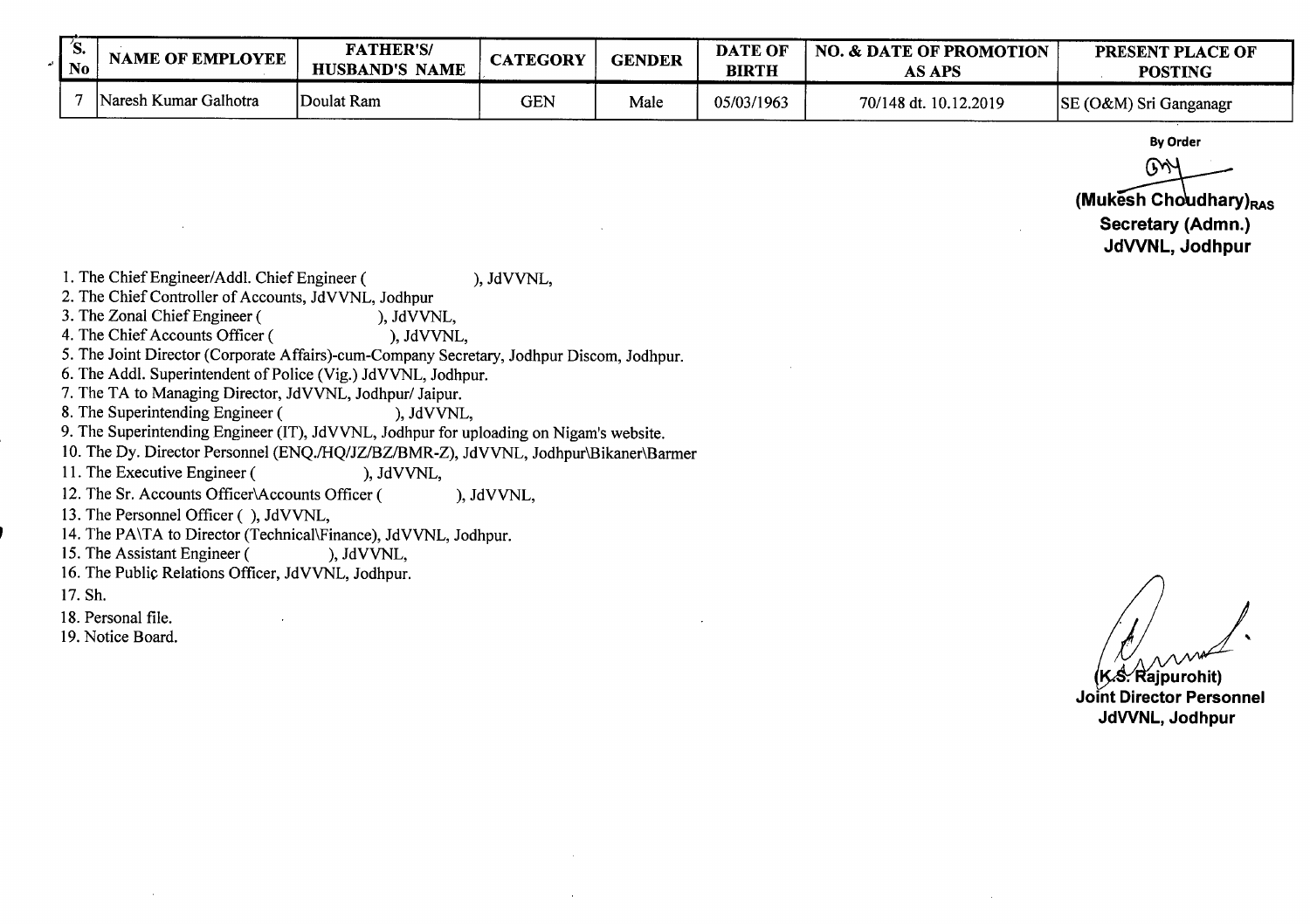| S. No | NAME OF EMPLOYEE | FATHER'S/ HUSBAND'S NAME | CATEGORY | GENDER | DATE OF BIRTH | NO. & DATE OF PROMOTION AS APS | PRESENT PLACE OF POSTING |
|---|---|---|---|---|---|---|---|
| 7 | Naresh Kumar Galhotra | Doulat Ram | GEN | Male | 05/03/1963 | 70/148 dt. 10.12.2019 | SE (O&M) Sri Ganganagr |

By Order

(Mukesh Choudhary)RAS
Secretary (Admn.)
JdVVNL, Jodhpur

1. The Chief Engineer/Addl. Chief Engineer ( ), JdVVNL,
2. The Chief Controller of Accounts, JdVVNL, Jodhpur
3. The Zonal Chief Engineer ( ), JdVVNL,
4. The Chief Accounts Officer ( ), JdVVNL,
5. The Joint Director (Corporate Affairs)-cum-Company Secretary, Jodhpur Discom, Jodhpur.
6. The Addl. Superintendent of Police (Vig.) JdVVNL, Jodhpur.
7. The TA to Managing Director, JdVVNL, Jodhpur/ Jaipur.
8. The Superintending Engineer ( ), JdVVNL,
9. The Superintending Engineer (IT), JdVVNL, Jodhpur for uploading on Nigam's website.
10. The Dy. Director Personnel (ENQ./HQ/JZ/BZ/BMR-Z), JdVVNL, Jodhpur\Bikaner\Barmer
11. The Executive Engineer ( ), JdVVNL,
12. The Sr. Accounts Officer\Accounts Officer ( ), JdVVNL,
13. The Personnel Officer ( ), JdVVNL,
14. The PA\TA to Director (Technical\Finance), JdVVNL, Jodhpur.
15. The Assistant Engineer ( ), JdVVNL,
16. The Public Relations Officer, JdVVNL, Jodhpur.
17. Sh.
18. Personal file.
19. Notice Board.

(K.S. Rajpurohit)
Joint Director Personnel
JdVVNL, Jodhpur